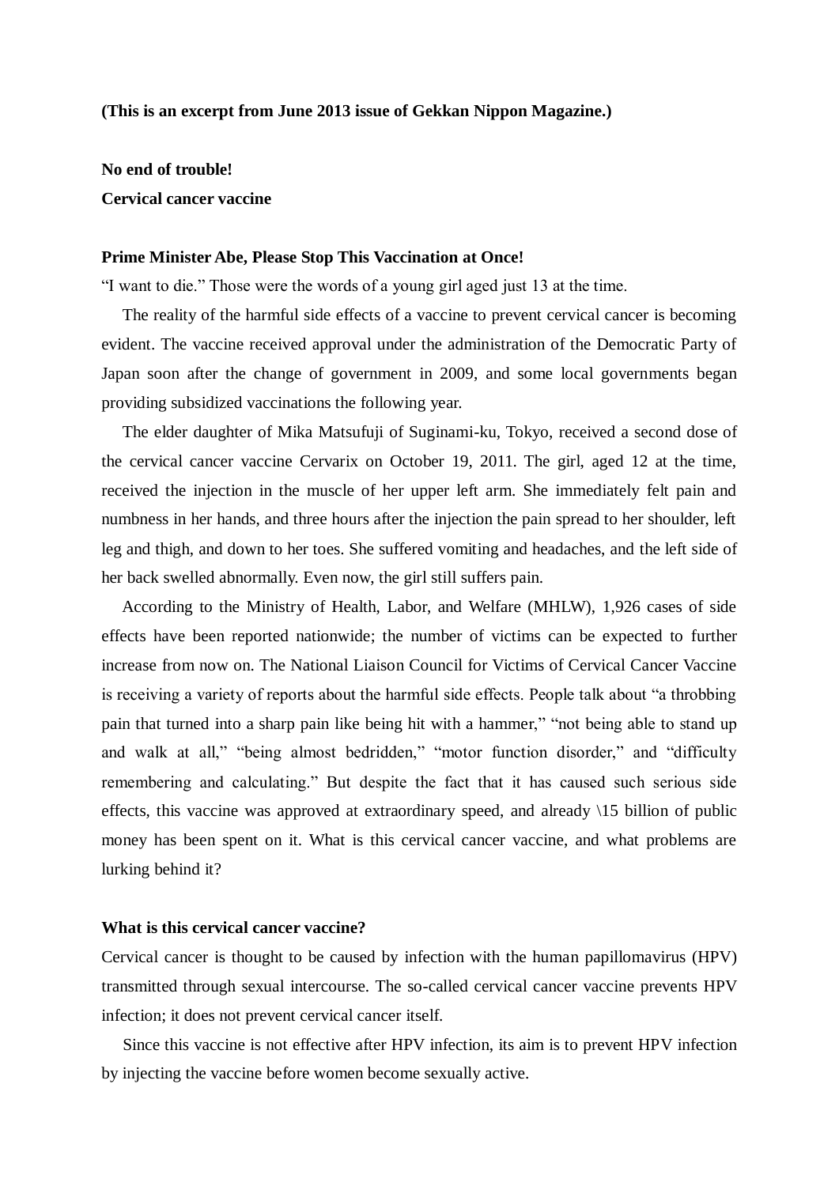**(This is an excerpt from June 2013 issue of Gekkan Nippon Magazine.)**

**No end of trouble!**
**Cervical cancer vaccine**

## Prime Minister Abe, Please Stop This Vaccination at Once!

"I want to die." Those were the words of a young girl aged just 13 at the time.

The reality of the harmful side effects of a vaccine to prevent cervical cancer is becoming evident. The vaccine received approval under the administration of the Democratic Party of Japan soon after the change of government in 2009, and some local governments began providing subsidized vaccinations the following year.

The elder daughter of Mika Matsufuji of Suginami-ku, Tokyo, received a second dose of the cervical cancer vaccine Cervarix on October 19, 2011. The girl, aged 12 at the time, received the injection in the muscle of her upper left arm. She immediately felt pain and numbness in her hands, and three hours after the injection the pain spread to her shoulder, left leg and thigh, and down to her toes. She suffered vomiting and headaches, and the left side of her back swelled abnormally. Even now, the girl still suffers pain.

According to the Ministry of Health, Labor, and Welfare (MHLW), 1,926 cases of side effects have been reported nationwide; the number of victims can be expected to further increase from now on. The National Liaison Council for Victims of Cervical Cancer Vaccine is receiving a variety of reports about the harmful side effects. People talk about "a throbbing pain that turned into a sharp pain like being hit with a hammer," "not being able to stand up and walk at all," "being almost bedridden," "motor function disorder," and "difficulty remembering and calculating." But despite the fact that it has caused such serious side effects, this vaccine was approved at extraordinary speed, and already \15 billion of public money has been spent on it. What is this cervical cancer vaccine, and what problems are lurking behind it?

## What is this cervical cancer vaccine?

Cervical cancer is thought to be caused by infection with the human papillomavirus (HPV) transmitted through sexual intercourse. The so-called cervical cancer vaccine prevents HPV infection; it does not prevent cervical cancer itself.

Since this vaccine is not effective after HPV infection, its aim is to prevent HPV infection by injecting the vaccine before women become sexually active.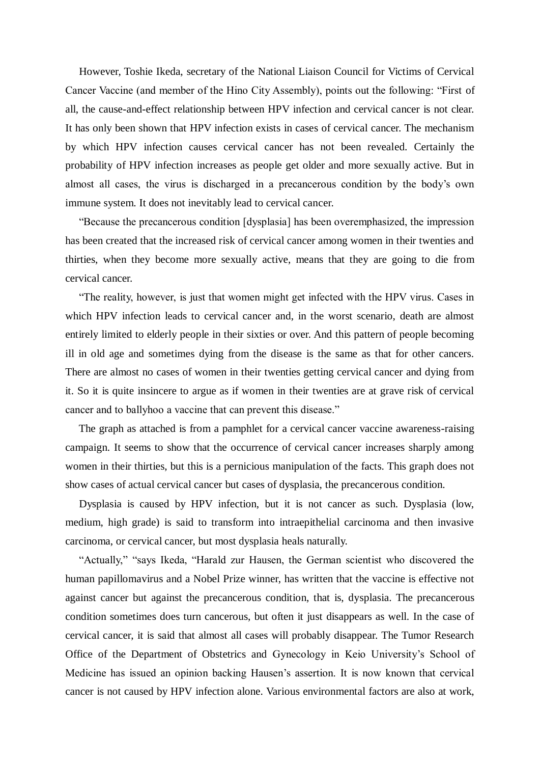However, Toshie Ikeda, secretary of the National Liaison Council for Victims of Cervical Cancer Vaccine (and member of the Hino City Assembly), points out the following: "First of all, the cause-and-effect relationship between HPV infection and cervical cancer is not clear. It has only been shown that HPV infection exists in cases of cervical cancer. The mechanism by which HPV infection causes cervical cancer has not been revealed. Certainly the probability of HPV infection increases as people get older and more sexually active. But in almost all cases, the virus is discharged in a precancerous condition by the body's own immune system. It does not inevitably lead to cervical cancer.

"Because the precancerous condition [dysplasia] has been overemphasized, the impression has been created that the increased risk of cervical cancer among women in their twenties and thirties, when they become more sexually active, means that they are going to die from cervical cancer.

"The reality, however, is just that women might get infected with the HPV virus. Cases in which HPV infection leads to cervical cancer and, in the worst scenario, death are almost entirely limited to elderly people in their sixties or over. And this pattern of people becoming ill in old age and sometimes dying from the disease is the same as that for other cancers. There are almost no cases of women in their twenties getting cervical cancer and dying from it. So it is quite insincere to argue as if women in their twenties are at grave risk of cervical cancer and to ballyhoo a vaccine that can prevent this disease."

The graph as attached is from a pamphlet for a cervical cancer vaccine awareness-raising campaign. It seems to show that the occurrence of cervical cancer increases sharply among women in their thirties, but this is a pernicious manipulation of the facts. This graph does not show cases of actual cervical cancer but cases of dysplasia, the precancerous condition.

Dysplasia is caused by HPV infection, but it is not cancer as such. Dysplasia (low, medium, high grade) is said to transform into intraepithelial carcinoma and then invasive carcinoma, or cervical cancer, but most dysplasia heals naturally.

"Actually," "says Ikeda, "Harald zur Hausen, the German scientist who discovered the human papillomavirus and a Nobel Prize winner, has written that the vaccine is effective not against cancer but against the precancerous condition, that is, dysplasia. The precancerous condition sometimes does turn cancerous, but often it just disappears as well. In the case of cervical cancer, it is said that almost all cases will probably disappear. The Tumor Research Office of the Department of Obstetrics and Gynecology in Keio University's School of Medicine has issued an opinion backing Hausen's assertion. It is now known that cervical cancer is not caused by HPV infection alone. Various environmental factors are also at work,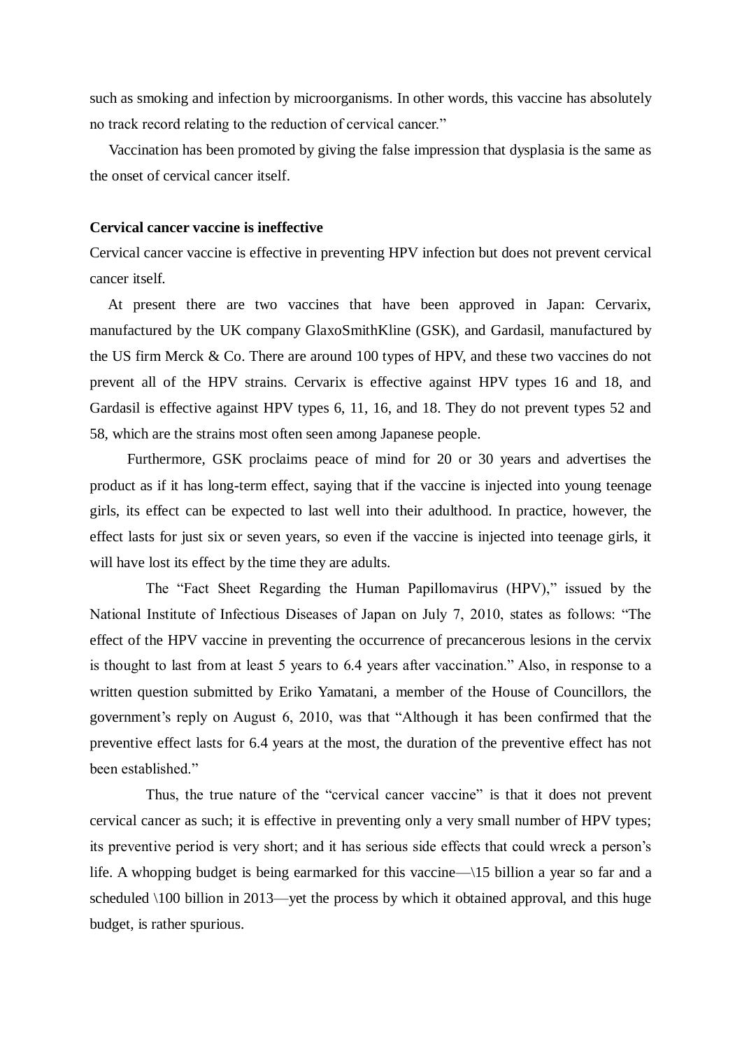such as smoking and infection by microorganisms. In other words, this vaccine has absolutely no track record relating to the reduction of cervical cancer."

Vaccination has been promoted by giving the false impression that dysplasia is the same as the onset of cervical cancer itself.

**Cervical cancer vaccine is ineffective**

Cervical cancer vaccine is effective in preventing HPV infection but does not prevent cervical cancer itself.

At present there are two vaccines that have been approved in Japan: Cervarix, manufactured by the UK company GlaxoSmithKline (GSK), and Gardasil, manufactured by the US firm Merck & Co. There are around 100 types of HPV, and these two vaccines do not prevent all of the HPV strains. Cervarix is effective against HPV types 16 and 18, and Gardasil is effective against HPV types 6, 11, 16, and 18. They do not prevent types 52 and 58, which are the strains most often seen among Japanese people.

Furthermore, GSK proclaims peace of mind for 20 or 30 years and advertises the product as if it has long-term effect, saying that if the vaccine is injected into young teenage girls, its effect can be expected to last well into their adulthood. In practice, however, the effect lasts for just six or seven years, so even if the vaccine is injected into teenage girls, it will have lost its effect by the time they are adults.

The "Fact Sheet Regarding the Human Papillomavirus (HPV)," issued by the National Institute of Infectious Diseases of Japan on July 7, 2010, states as follows: "The effect of the HPV vaccine in preventing the occurrence of precancerous lesions in the cervix is thought to last from at least 5 years to 6.4 years after vaccination." Also, in response to a written question submitted by Eriko Yamatani, a member of the House of Councillors, the government's reply on August 6, 2010, was that "Although it has been confirmed that the preventive effect lasts for 6.4 years at the most, the duration of the preventive effect has not been established."

Thus, the true nature of the "cervical cancer vaccine" is that it does not prevent cervical cancer as such; it is effective in preventing only a very small number of HPV types; its preventive period is very short; and it has serious side effects that could wreck a person's life. A whopping budget is being earmarked for this vaccine—\15 billion a year so far and a scheduled \100 billion in 2013—yet the process by which it obtained approval, and this huge budget, is rather spurious.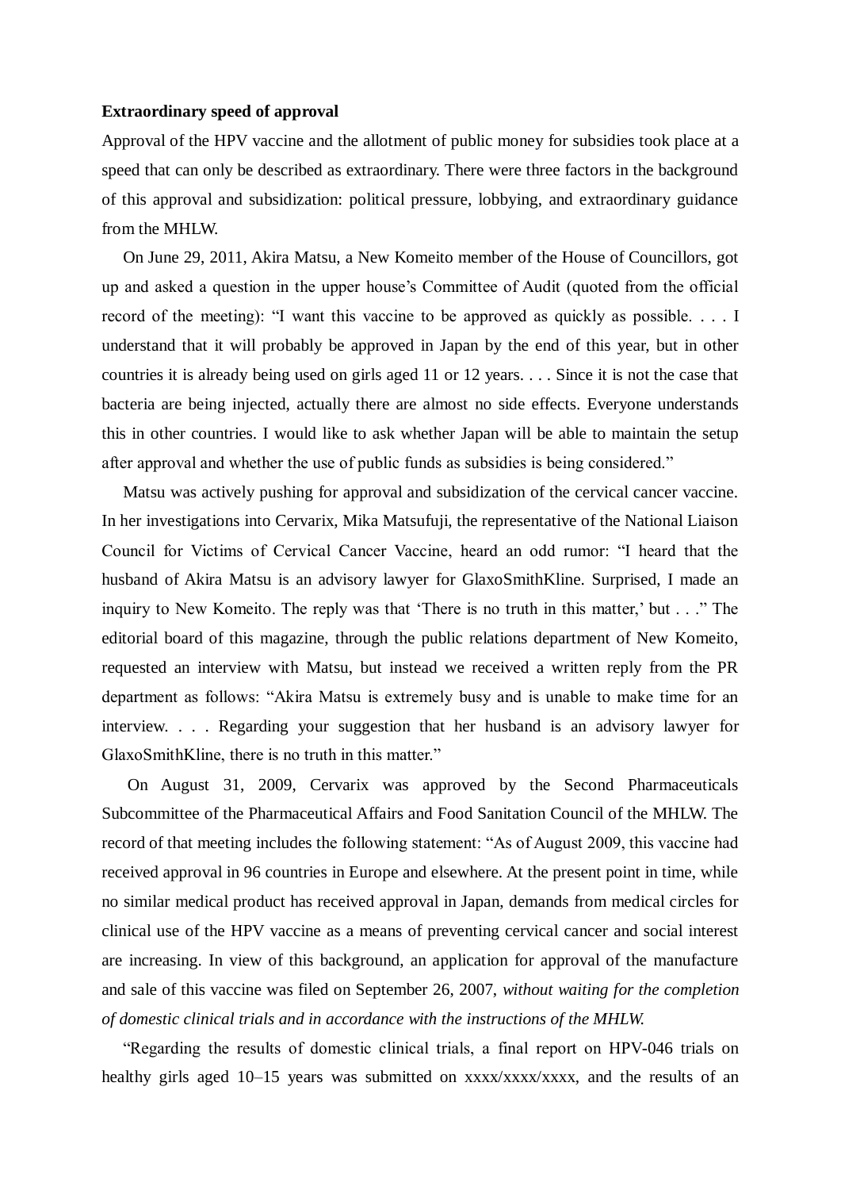**Extraordinary speed of approval**

Approval of the HPV vaccine and the allotment of public money for subsidies took place at a speed that can only be described as extraordinary. There were three factors in the background of this approval and subsidization: political pressure, lobbying, and extraordinary guidance from the MHLW.

On June 29, 2011, Akira Matsu, a New Komeito member of the House of Councillors, got up and asked a question in the upper house's Committee of Audit (quoted from the official record of the meeting): "I want this vaccine to be approved as quickly as possible. . . . I understand that it will probably be approved in Japan by the end of this year, but in other countries it is already being used on girls aged 11 or 12 years. . . . Since it is not the case that bacteria are being injected, actually there are almost no side effects. Everyone understands this in other countries. I would like to ask whether Japan will be able to maintain the setup after approval and whether the use of public funds as subsidies is being considered."

Matsu was actively pushing for approval and subsidization of the cervical cancer vaccine. In her investigations into Cervarix, Mika Matsufuji, the representative of the National Liaison Council for Victims of Cervical Cancer Vaccine, heard an odd rumor: "I heard that the husband of Akira Matsu is an advisory lawyer for GlaxoSmithKline. Surprised, I made an inquiry to New Komeito. The reply was that 'There is no truth in this matter,' but . . ." The editorial board of this magazine, through the public relations department of New Komeito, requested an interview with Matsu, but instead we received a written reply from the PR department as follows: "Akira Matsu is extremely busy and is unable to make time for an interview. . . . Regarding your suggestion that her husband is an advisory lawyer for GlaxoSmithKline, there is no truth in this matter."

On August 31, 2009, Cervarix was approved by the Second Pharmaceuticals Subcommittee of the Pharmaceutical Affairs and Food Sanitation Council of the MHLW. The record of that meeting includes the following statement: "As of August 2009, this vaccine had received approval in 96 countries in Europe and elsewhere. At the present point in time, while no similar medical product has received approval in Japan, demands from medical circles for clinical use of the HPV vaccine as a means of preventing cervical cancer and social interest are increasing. In view of this background, an application for approval of the manufacture and sale of this vaccine was filed on September 26, 2007, *without waiting for the completion of domestic clinical trials and in accordance with the instructions of the MHLW.*

"Regarding the results of domestic clinical trials, a final report on HPV-046 trials on healthy girls aged 10–15 years was submitted on xxxx/xxxx/xxxx, and the results of an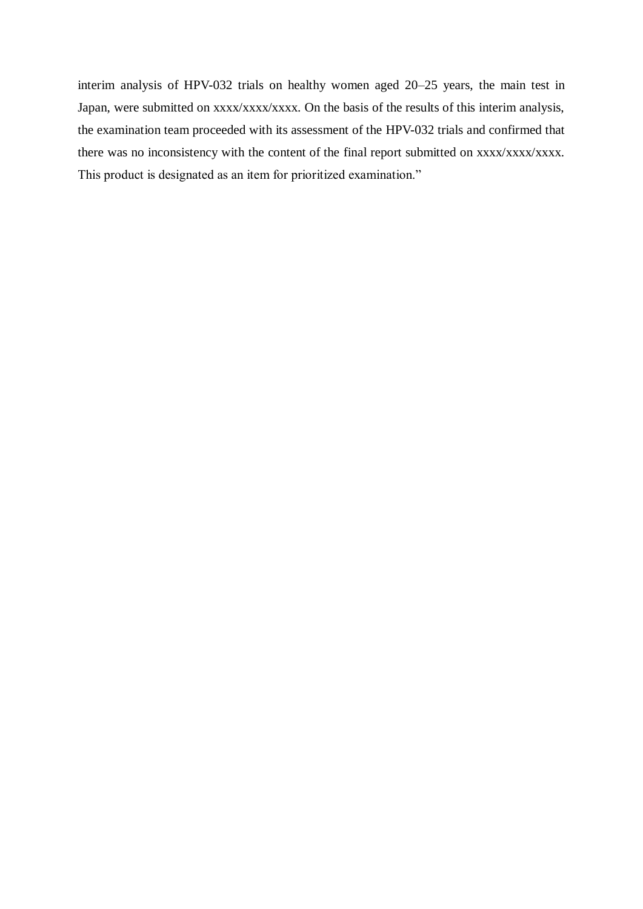interim analysis of HPV-032 trials on healthy women aged 20–25 years, the main test in Japan, were submitted on xxxx/xxxx/xxxx. On the basis of the results of this interim analysis, the examination team proceeded with its assessment of the HPV-032 trials and confirmed that there was no inconsistency with the content of the final report submitted on xxxx/xxxx/xxxx. This product is designated as an item for prioritized examination."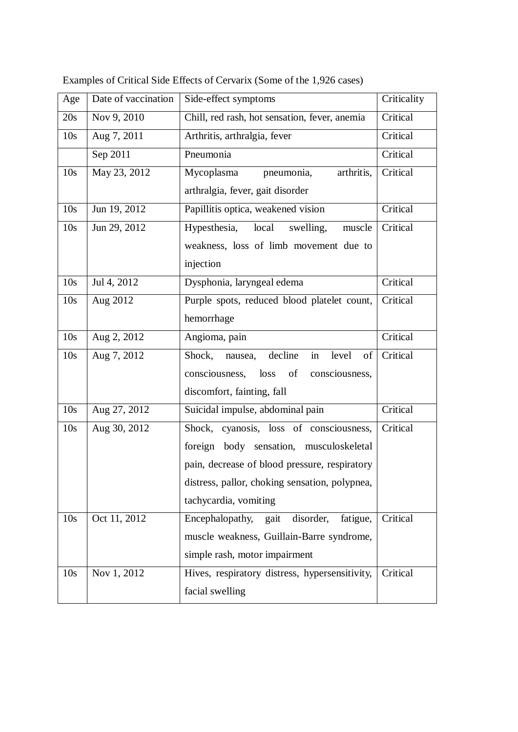Examples of Critical Side Effects of Cervarix (Some of the 1,926 cases)

| Age | Date of vaccination | Side-effect symptoms | Criticality |
| --- | --- | --- | --- |
| 20s | Nov 9, 2010 | Chill, red rash, hot sensation, fever, anemia | Critical |
| 10s | Aug 7, 2011 | Arthritis, arthralgia, fever | Critical |
| | Sep 2011 | Pneumonia | Critical |
| 10s | May 23, 2012 | Mycoplasma pneumonia, arthritis, arthralgia, fever, gait disorder | Critical |
| 10s | Jun 19, 2012 | Papillitis optica, weakened vision | Critical |
| 10s | Jun 29, 2012 | Hypesthesia, local swelling, muscle weakness, loss of limb movement due to injection | Critical |
| 10s | Jul 4, 2012 | Dysphonia, laryngeal edema | Critical |
| 10s | Aug 2012 | Purple spots, reduced blood platelet count, hemorrhage | Critical |
| 10s | Aug 2, 2012 | Angioma, pain | Critical |
| 10s | Aug 7, 2012 | Shock, nausea, decline in level of consciousness, loss of consciousness, discomfort, fainting, fall | Critical |
| 10s | Aug 27, 2012 | Suicidal impulse, abdominal pain | Critical |
| 10s | Aug 30, 2012 | Shock, cyanosis, loss of consciousness, foreign body sensation, musculoskeletal pain, decrease of blood pressure, respiratory distress, pallor, choking sensation, polypnea, tachycardia, vomiting | Critical |
| 10s | Oct 11, 2012 | Encephalopathy, gait disorder, fatigue, muscle weakness, Guillain-Barre syndrome, simple rash, motor impairment | Critical |
| 10s | Nov 1, 2012 | Hives, respiratory distress, hypersensitivity, facial swelling | Critical |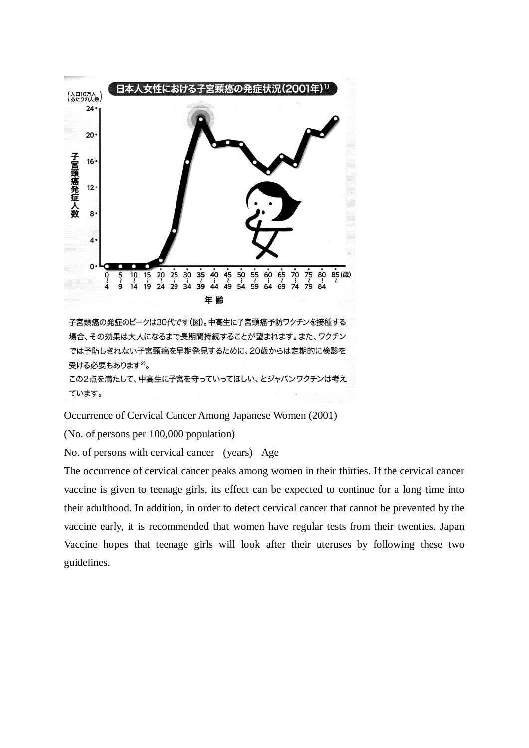日本人女性における子宮頸癌の発症状況(2001年)[1]

(人口10万人あたりの人数)

子宮頸癌発症人数

24
20
16
12
8
4
0

0〜4　5〜9　10〜14　15〜19　20〜24　25〜29　30〜34　35〜39　40〜44　45〜49　50〜54　55〜59　60〜64　65〜69　70〜74　75〜79　80〜84　85〜(歳)

年齢

子宮頸癌の発症のピークは30代です(図)。中高生に子宮頸癌予防ワクチンを接種する場合、その効果は大人になるまで長期間持続することが望まれます。また、ワクチンでは予防しきれない子宮頸癌を早期発見するために、20歳からは定期的に検診を受ける必要もあります[2]。

この2点を満たして、中高生に子宮を守っていってほしい、とジャパンワクチンは考えています。

Occurrence of Cervical Cancer Among Japanese Women (2001)

(No. of persons per 100,000 population)

No. of persons with cervical cancer　(years)　Age

The occurrence of cervical cancer peaks among women in their thirties. If the cervical cancer vaccine is given to teenage girls, its effect can be expected to continue for a long time into their adulthood. In addition, in order to detect cervical cancer that cannot be prevented by the vaccine early, it is recommended that women have regular tests from their twenties. Japan Vaccine hopes that teenage girls will look after their uteruses by following these two guidelines.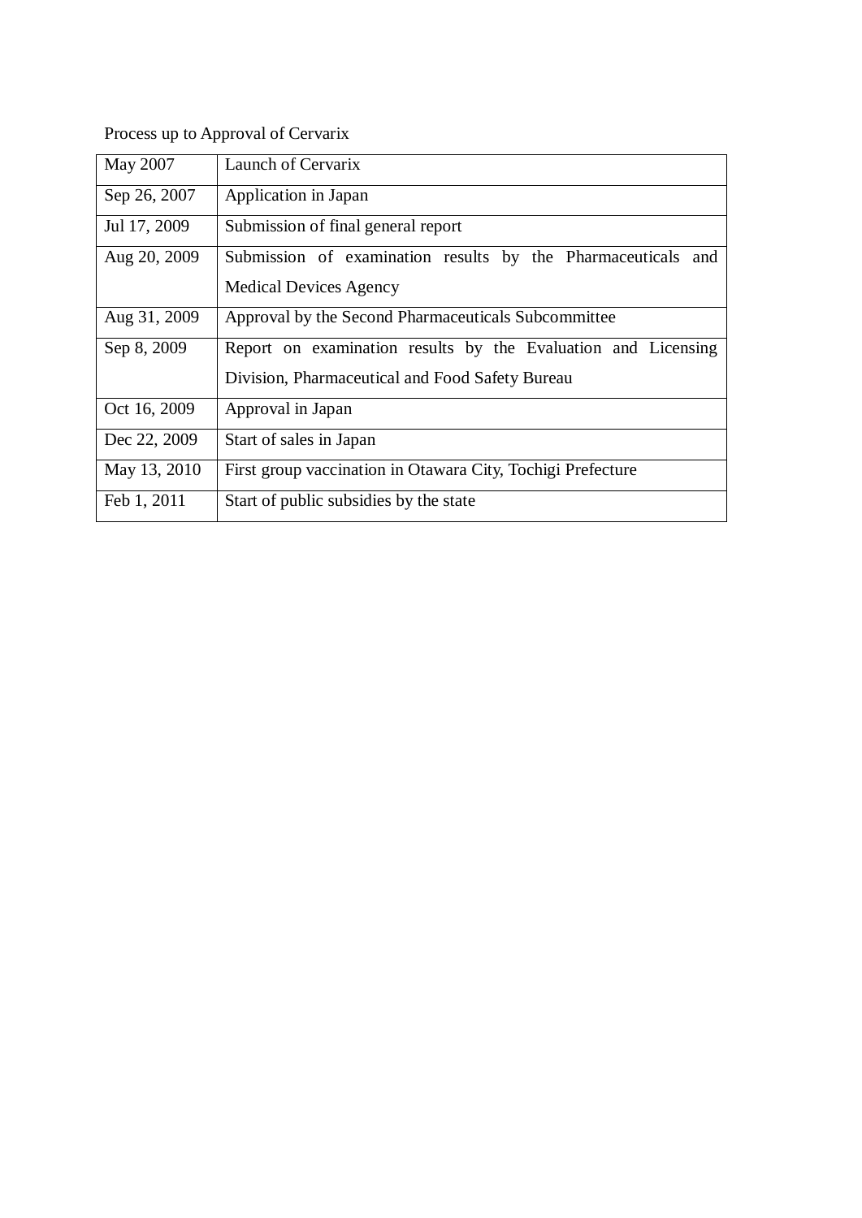Process up to Approval of Cervarix

| | |
|---|---|
| May 2007 | Launch of Cervarix |
| Sep 26, 2007 | Application in Japan |
| Jul 17, 2009 | Submission of final general report |
| Aug 20, 2009 | Submission of examination results by the Pharmaceuticals and Medical Devices Agency |
| Aug 31, 2009 | Approval by the Second Pharmaceuticals Subcommittee |
| Sep 8, 2009 | Report on examination results by the Evaluation and Licensing Division, Pharmaceutical and Food Safety Bureau |
| Oct 16, 2009 | Approval in Japan |
| Dec 22, 2009 | Start of sales in Japan |
| May 13, 2010 | First group vaccination in Otawara City, Tochigi Prefecture |
| Feb 1, 2011 | Start of public subsidies by the state |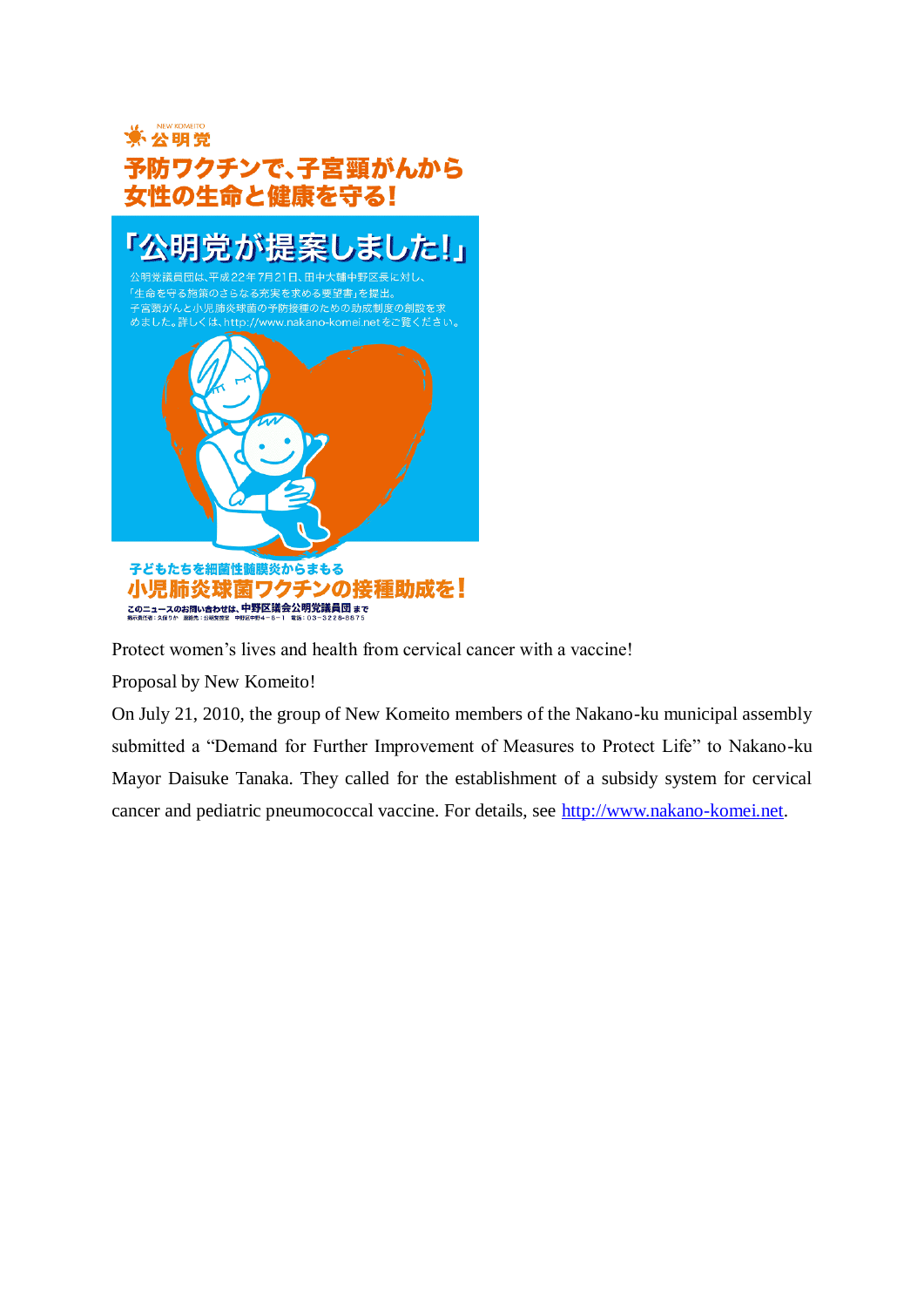NEW KOMEITO

公明党

# 予防ワクチンで、子宮頸がんから女性の生命と健康を守る!

## 「公明党が提案しました!」

公明党議員団は、平成22年7月21日、田中大輔中野区長に対し、「生命を守る施策のさらなる充実を求める要望書」を提出。子宮頸がんと小児肺炎球菌の予防接種のための助成制度の創設を求めました。詳しくは、http://www.nakano-komei.net をご覧ください。

子どもたちを細菌性髄膜炎からまもる

## 小児肺炎球菌ワクチンの接種助成を!

このニュースのお問い合わせは、中野区議会公明党議員団まで

Protect women's lives and health from cervical cancer with a vaccine!

Proposal by New Komeito!

On July 21, 2010, the group of New Komeito members of the Nakano-ku municipal assembly submitted a "Demand for Further Improvement of Measures to Protect Life" to Nakano-ku Mayor Daisuke Tanaka. They called for the establishment of a subsidy system for cervical cancer and pediatric pneumococcal vaccine. For details, see http://www.nakano-komei.net.